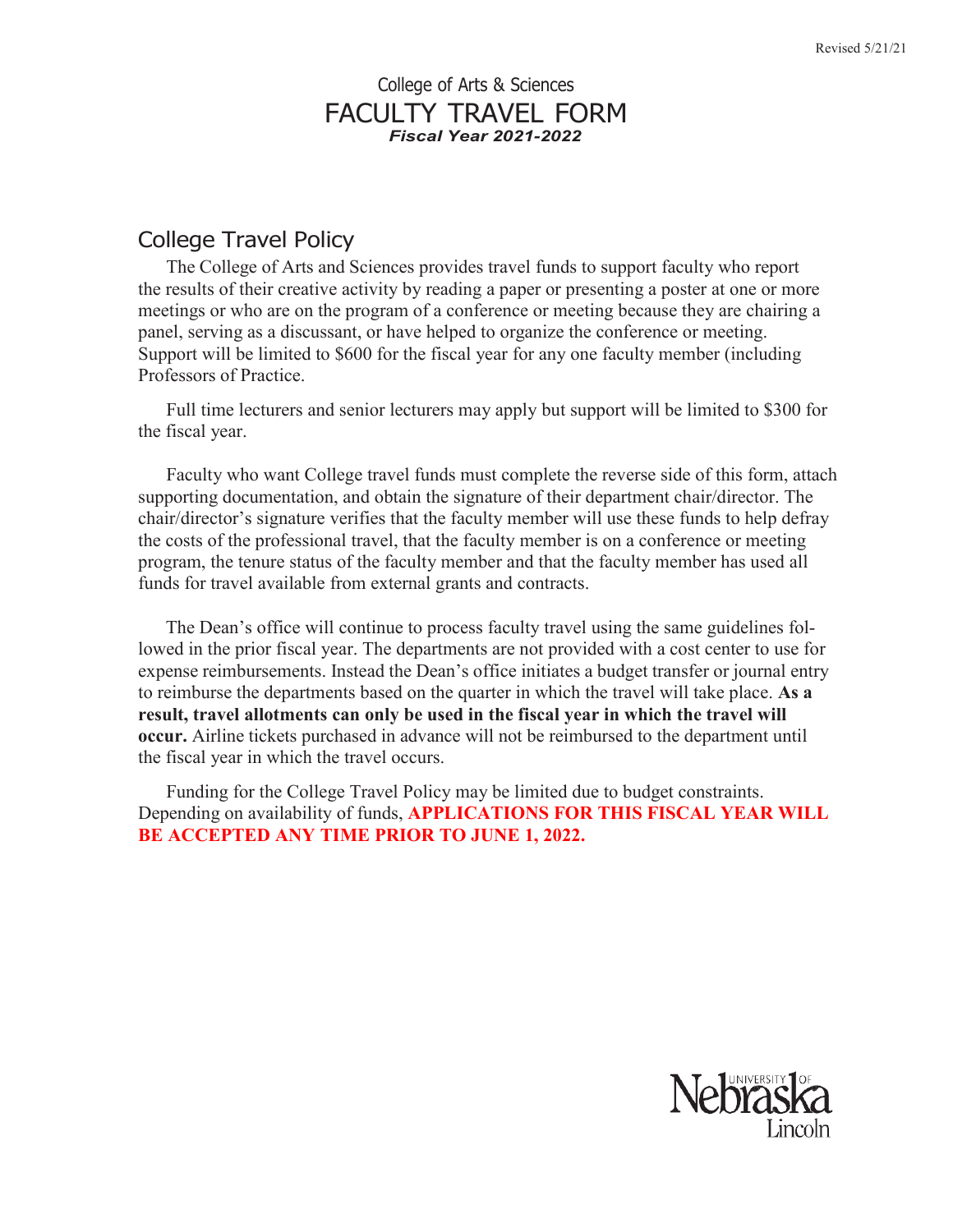Revised 5/21/21

College of Arts & Sciences

# FACULTY TRAVEL FORM

***Fiscal Year 2021-2022***

## College Travel Policy

The College of Arts and Sciences provides travel funds to support faculty who report the results of their creative activity by reading a paper or presenting a poster at one or more meetings or who are on the program of a conference or meeting because they are chairing a panel, serving as a discussant, or have helped to organize the conference or meeting. Support will be limited to $600 for the fiscal year for any one faculty member (including Professors of Practice.

Full time lecturers and senior lecturers may apply but support will be limited to $300 for the fiscal year.

Faculty who want College travel funds must complete the reverse side of this form, attach supporting documentation, and obtain the signature of their department chair/director. The chair/director's signature verifies that the faculty member will use these funds to help defray the costs of the professional travel, that the faculty member is on a conference or meeting program, the tenure status of the faculty member and that the faculty member has used all funds for travel available from external grants and contracts.

The Dean's office will continue to process faculty travel using the same guidelines followed in the prior fiscal year. The departments are not provided with a cost center to use for expense reimbursements. Instead the Dean's office initiates a budget transfer or journal entry to reimburse the departments based on the quarter in which the travel will take place. **As a result, travel allotments can only be used in the fiscal year in which the travel will occur.** Airline tickets purchased in advance will not be reimbursed to the department until the fiscal year in which the travel occurs.

Funding for the College Travel Policy may be limited due to budget constraints. Depending on availability of funds, **APPLICATIONS FOR THIS FISCAL YEAR WILL BE ACCEPTED ANY TIME PRIOR TO JUNE 1, 2022.**

University of Nebraska Lincoln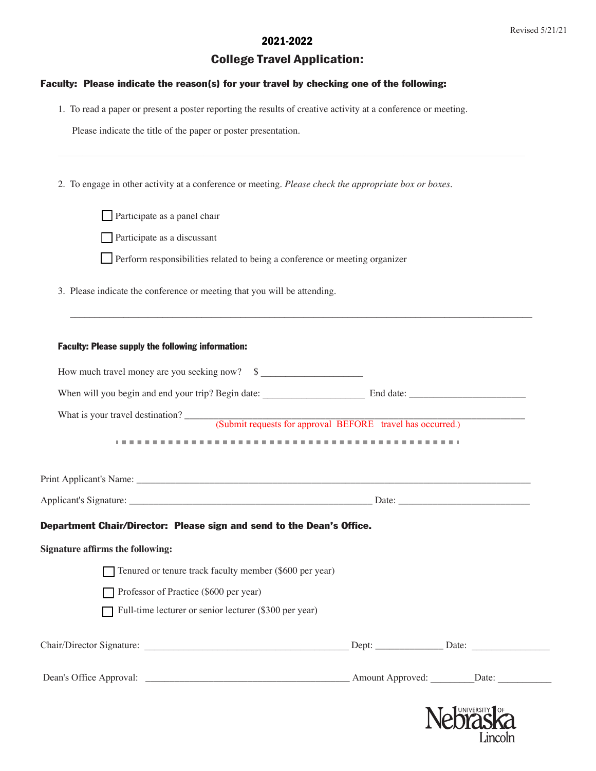Revised 5/21/21

# 2021-2022

## College Travel Application:

**Faculty: Please indicate the reason(s) for your travel by checking one of the following:**

1. To read a paper or present a poster reporting the results of creative activity at a conference or meeting.

   Please indicate the title of the paper or poster presentation.

   ______________________________________________________________________________

2. To engage in other activity at a conference or meeting. *Please check the appropriate box or boxes.*

   - ☐ Participate as a panel chair
   - ☐ Participate as a discussant
   - ☐ Perform responsibilities related to being a conference or meeting organizer

3. Please indicate the conference or meeting that you will be attending.

   ______________________________________________________________________________

**Faculty: Please supply the following information:**

How much travel money are you seeking now? $ ____________________

When will you begin and end your trip? Begin date: ____________________ End date: ________________________

What is your travel destination? ______________________________________________________________

(Submit requests for approval BEFORE travel has occurred.)

Print Applicant's Name: ______________________________________________________________________________

Applicant's Signature: __________________________________________________ Date: ___________________________

**Department Chair/Director: Please sign and send to the Dean's Office.**

**Signature affirms the following:**

- ☐ Tenured or tenure track faculty member ($600 per year)
- ☐ Professor of Practice ($600 per year)
- ☐ Full-time lecturer or senior lecturer ($300 per year)

Chair/Director Signature: __________________________________________ Dept: _____________ Date: ________________

Dean's Office Approval: __________________________________________ Amount Approved: _________Date: ___________

University of Nebraska Lincoln